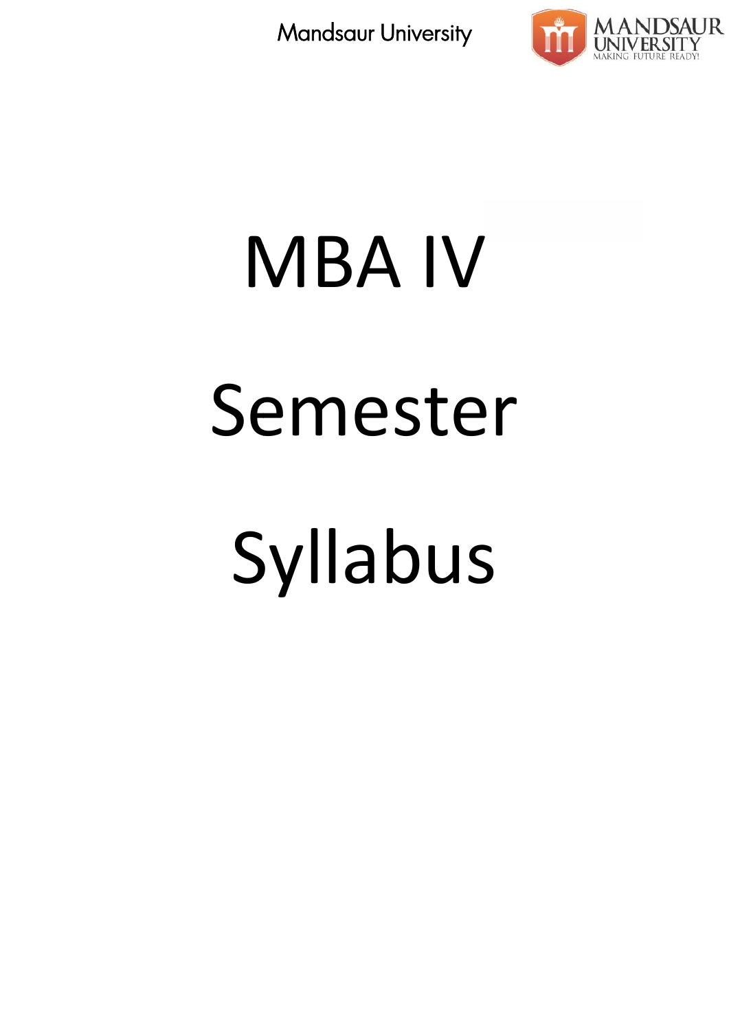# MBA IV

# Semester

# Syllabus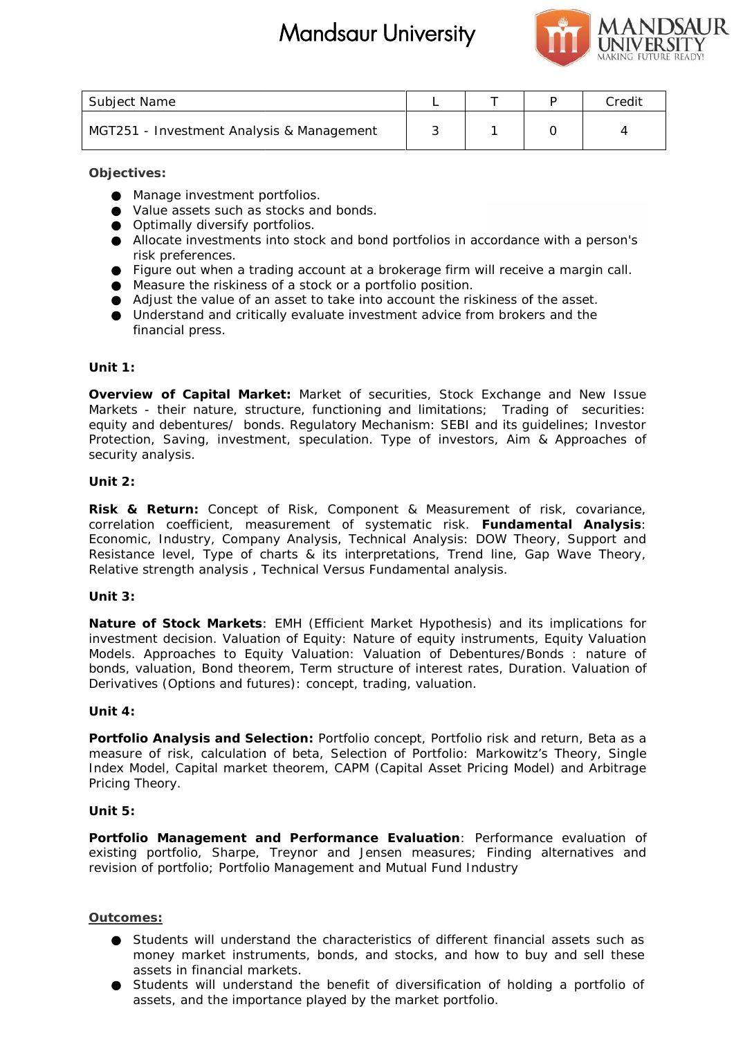# Mandsaur University

| Subject Name | L | T | P | Credit |
|---|---|---|---|---|
| MGT251 - Investment Analysis & Management | 3 | 1 | 0 | 4 |

**Objectives:**

- Manage investment portfolios.
- Value assets such as stocks and bonds.
- Optimally diversify portfolios.
- Allocate investments into stock and bond portfolios in accordance with a person's risk preferences.
- Figure out when a trading account at a brokerage firm will receive a margin call.
- Measure the riskiness of a stock or a portfolio position.
- Adjust the value of an asset to take into account the riskiness of the asset.
- Understand and critically evaluate investment advice from brokers and the financial press.

**Unit 1:**

**Overview of Capital Market:** Market of securities, Stock Exchange and New Issue Markets - their nature, structure, functioning and limitations; Trading of securities: equity and debentures/ bonds. Regulatory Mechanism: SEBI and its guidelines; Investor Protection, Saving, investment, speculation. Type of investors, Aim & Approaches of security analysis.

**Unit 2:**

**Risk & Return:** Concept of Risk, Component & Measurement of risk, covariance, correlation coefficient, measurement of systematic risk. **Fundamental Analysis**: Economic, Industry, Company Analysis, Technical Analysis: DOW Theory, Support and Resistance level, Type of charts & its interpretations, Trend line, Gap Wave Theory, Relative strength analysis , Technical Versus Fundamental analysis.

**Unit 3:**

**Nature of Stock Markets**: EMH (Efficient Market Hypothesis) and its implications for investment decision. Valuation of Equity: Nature of equity instruments, Equity Valuation Models. Approaches to Equity Valuation: Valuation of Debentures/Bonds : nature of bonds, valuation, Bond theorem, Term structure of interest rates, Duration. Valuation of Derivatives (Options and futures): concept, trading, valuation.

**Unit 4:**

**Portfolio Analysis and Selection:** Portfolio concept, Portfolio risk and return, Beta as a measure of risk, calculation of beta, Selection of Portfolio: Markowitz's Theory, Single Index Model, Capital market theorem, CAPM (Capital Asset Pricing Model) and Arbitrage Pricing Theory.

**Unit 5:**

**Portfolio Management and Performance Evaluation**: Performance evaluation of existing portfolio, Sharpe, Treynor and Jensen measures; Finding alternatives and revision of portfolio; Portfolio Management and Mutual Fund Industry

**Outcomes:**

- Students will understand the characteristics of different financial assets such as money market instruments, bonds, and stocks, and how to buy and sell these assets in financial markets.
- Students will understand the benefit of diversification of holding a portfolio of assets, and the importance played by the market portfolio.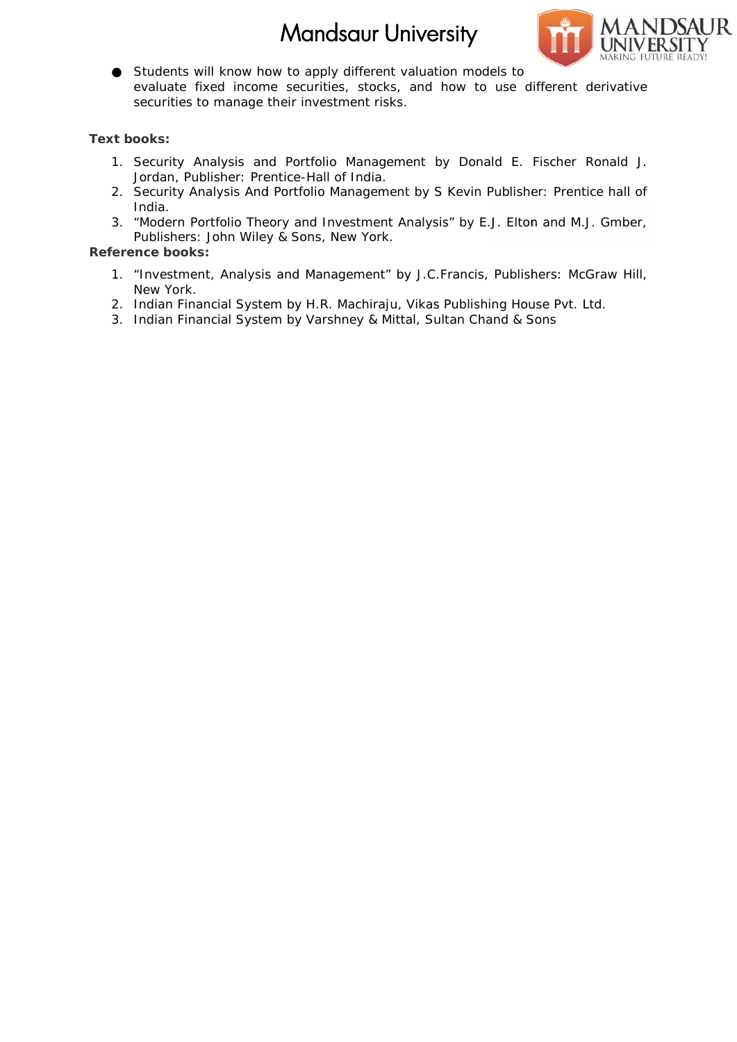- Students will know how to apply different valuation models to evaluate fixed income securities, stocks, and how to use different derivative securities to manage their investment risks.

**Text books:**

1. Security Analysis and Portfolio Management by Donald E. Fischer Ronald J. Jordan, Publisher: Prentice-Hall of India.
2. Security Analysis And Portfolio Management by S Kevin Publisher: Prentice hall of India.
3. "Modern Portfolio Theory and Investment Analysis" by E.J. Elton and M.J. Gmber, Publishers: John Wiley & Sons, New York.

**Reference books:**

1. "Investment, Analysis and Management" by J.C.Francis, Publishers: McGraw Hill, New York.
2. Indian Financial System by H.R. Machiraju, Vikas Publishing House Pvt. Ltd.
3. Indian Financial System by Varshney & Mittal, Sultan Chand & Sons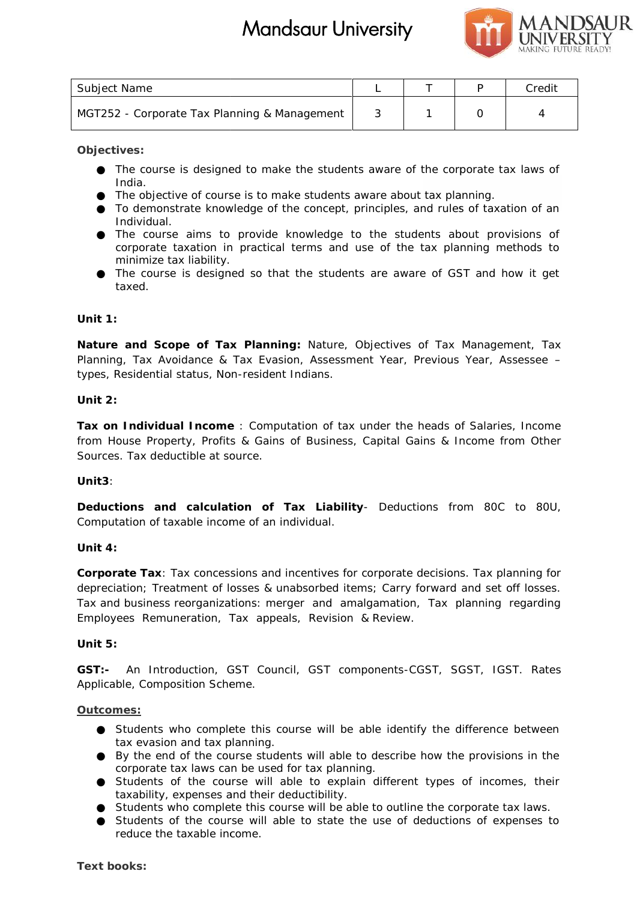| Subject Name | L | T | P | Credit |
|---|---|---|---|---|
| MGT252 - Corporate Tax Planning & Management | 3 | 1 | 0 | 4 |

**Objectives:**

- The course is designed to make the students aware of the corporate tax laws of India.
- The objective of course is to make students aware about tax planning.
- To demonstrate knowledge of the concept, principles, and rules of taxation of an Individual.
- The course aims to provide knowledge to the students about provisions of corporate taxation in practical terms and use of the tax planning methods to minimize tax liability.
- The course is designed so that the students are aware of GST and how it get taxed.

**Unit 1:**

**Nature and Scope of Tax Planning:** Nature, Objectives of Tax Management, Tax Planning, Tax Avoidance & Tax Evasion, Assessment Year, Previous Year, Assessee – types, Residential status, Non-resident Indians.

**Unit 2:**

**Tax on Individual Income** : Computation of tax under the heads of Salaries, Income from House Property, Profits & Gains of Business, Capital Gains & Income from Other Sources. Tax deductible at source.

**Unit3**:

**Deductions and calculation of Tax Liability**- Deductions from 80C to 80U, Computation of taxable income of an individual.

**Unit 4:**

**Corporate Tax**: Tax concessions and incentives for corporate decisions. Tax planning for depreciation; Treatment of losses & unabsorbed items; Carry forward and set off losses. Tax and business reorganizations: merger and amalgamation, Tax planning regarding Employees Remuneration, Tax appeals, Revision & Review.

**Unit 5:**

**GST:-** An Introduction, GST Council, GST components-CGST, SGST, IGST. Rates Applicable, Composition Scheme.

**Outcomes:**

- Students who complete this course will be able identify the difference between tax evasion and tax planning.
- By the end of the course students will able to describe how the provisions in the corporate tax laws can be used for tax planning.
- Students of the course will able to explain different types of incomes, their taxability, expenses and their deductibility.
- Students who complete this course will be able to outline the corporate tax laws.
- Students of the course will able to state the use of deductions of expenses to reduce the taxable income.

**Text books:**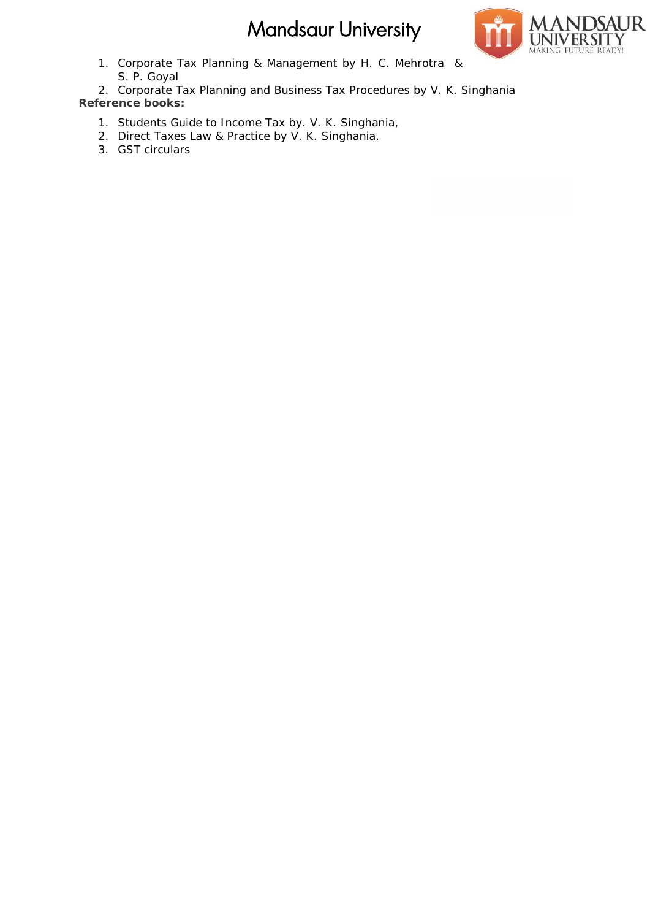1. Corporate Tax Planning & Management by H. C. Mehrotra & S. P. Goyal
2. Corporate Tax Planning and Business Tax Procedures by V. K. Singhania

**Reference books:**

1. Students Guide to Income Tax by. V. K. Singhania,
2. Direct Taxes Law & Practice by V. K. Singhania.
3. GST circulars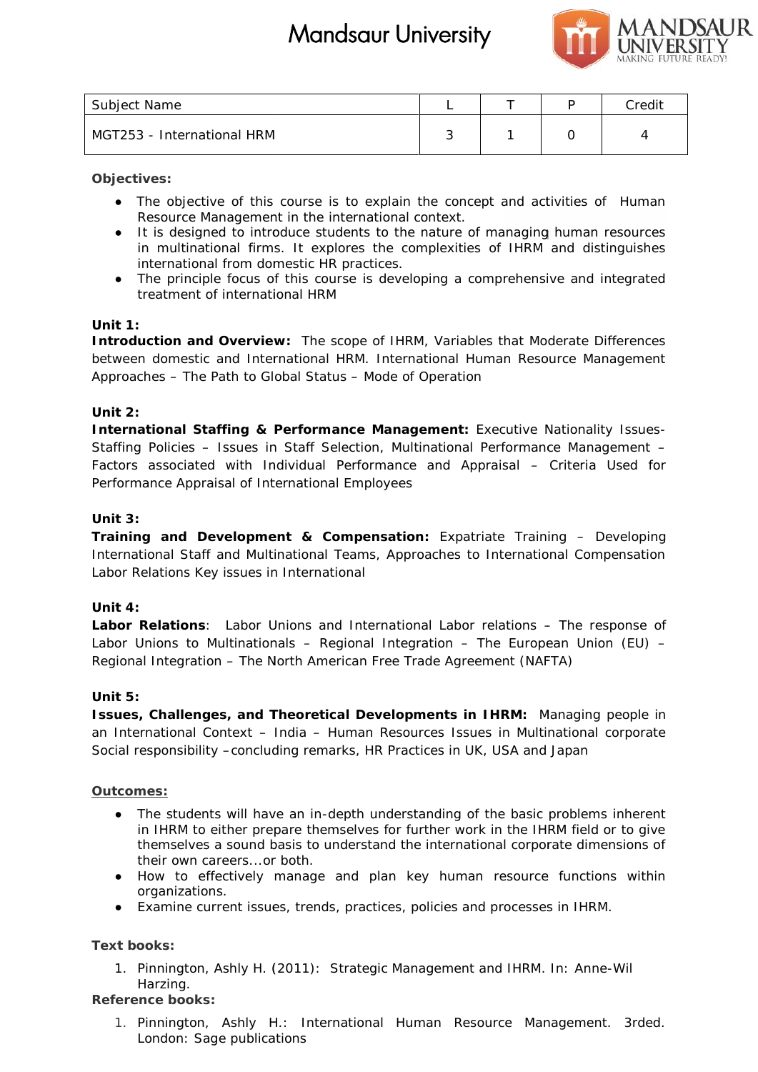| Subject Name | L | T | P | Credit |
|---|---|---|---|---|
| MGT253 - International HRM | 3 | 1 | 0 | 4 |

**Objectives:**

- The objective of this course is to explain the concept and activities of Human Resource Management in the international context.
- It is designed to introduce students to the nature of managing human resources in multinational firms. It explores the complexities of IHRM and distinguishes international from domestic HR practices.
- The principle focus of this course is developing a comprehensive and integrated treatment of international HRM

**Unit 1:**

**Introduction and Overview:** The scope of IHRM, Variables that Moderate Differences between domestic and International HRM. International Human Resource Management Approaches – The Path to Global Status – Mode of Operation

**Unit 2:**

**International Staffing & Performance Management:** Executive Nationality Issues- Staffing Policies – Issues in Staff Selection, Multinational Performance Management – Factors associated with Individual Performance and Appraisal – Criteria Used for Performance Appraisal of International Employees

**Unit 3:**

**Training and Development & Compensation:** Expatriate Training – Developing International Staff and Multinational Teams, Approaches to International Compensation Labor Relations Key issues in International

**Unit 4:**

**Labor Relations**: Labor Unions and International Labor relations – The response of Labor Unions to Multinationals – Regional Integration – The European Union (EU) – Regional Integration – The North American Free Trade Agreement (NAFTA)

**Unit 5:**

**Issues, Challenges, and Theoretical Developments in IHRM:** Managing people in an International Context – India – Human Resources Issues in Multinational corporate Social responsibility –concluding remarks, HR Practices in UK, USA and Japan

**Outcomes:**

- The students will have an in-depth understanding of the basic problems inherent in IHRM to either prepare themselves for further work in the IHRM field or to give themselves a sound basis to understand the international corporate dimensions of their own careers...or both.
- How to effectively manage and plan key human resource functions within organizations.
- Examine current issues, trends, practices, policies and processes in IHRM.

**Text books:**

1. Pinnington, Ashly H. (2011): Strategic Management and IHRM. In: Anne-Wil Harzing.

**Reference books:**

1. Pinnington, Ashly H.: International Human Resource Management. 3rded. London: Sage publications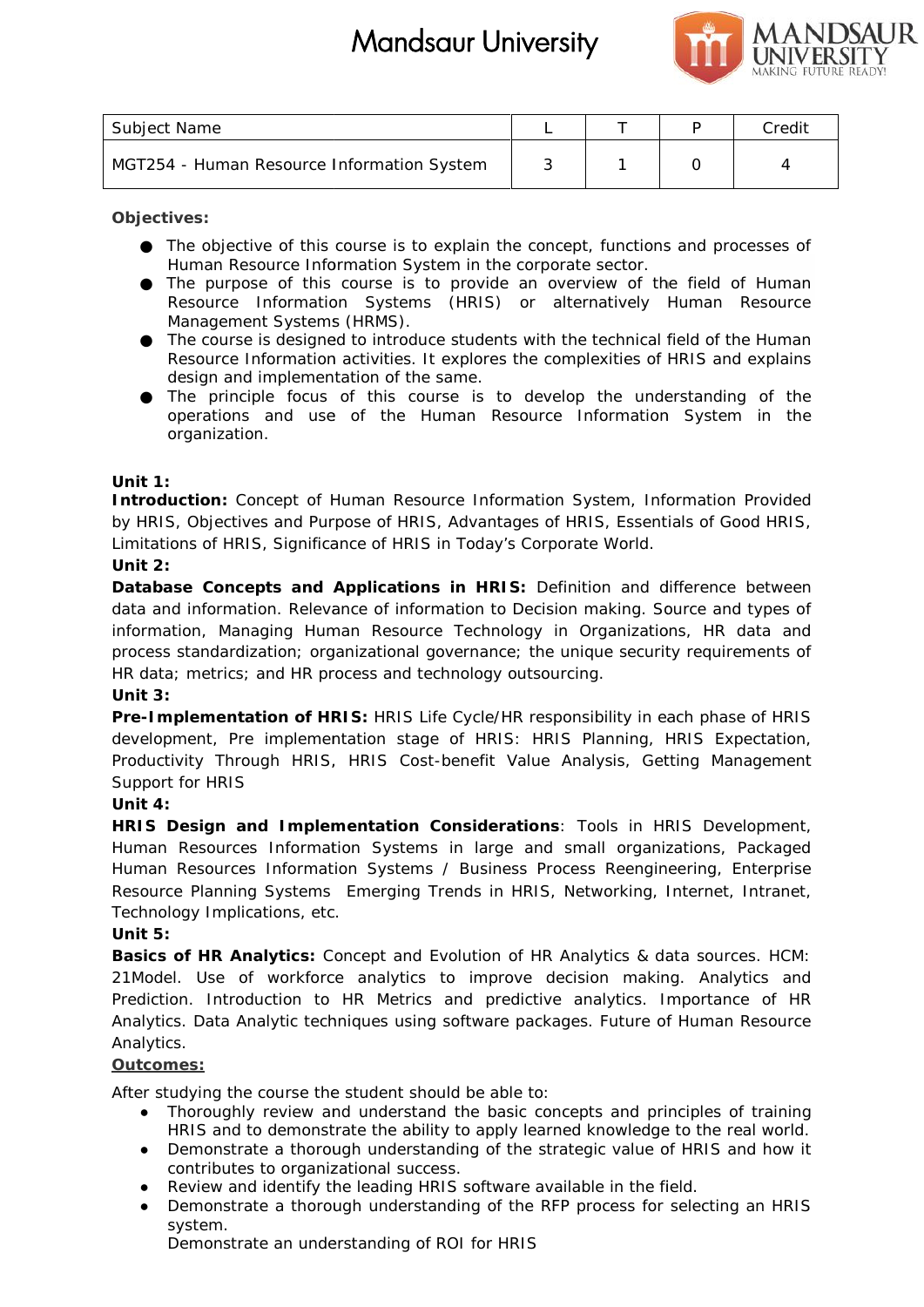# Mandsaur University

| Subject Name | L | T | P | Credit |
|---|---|---|---|---|
| MGT254 - Human Resource Information System | 3 | 1 | 0 | 4 |

**Objectives:**

- The objective of this course is to explain the concept, functions and processes of Human Resource Information System in the corporate sector.
- The purpose of this course is to provide an overview of the field of Human Resource Information Systems (HRIS) or alternatively Human Resource Management Systems (HRMS).
- The course is designed to introduce students with the technical field of the Human Resource Information activities. It explores the complexities of HRIS and explains design and implementation of the same.
- The principle focus of this course is to develop the understanding of the operations and use of the Human Resource Information System in the organization.

**Unit 1:**

**Introduction:** Concept of Human Resource Information System, Information Provided by HRIS, Objectives and Purpose of HRIS, Advantages of HRIS, Essentials of Good HRIS, Limitations of HRIS, Significance of HRIS in Today's Corporate World.

**Unit 2:**

**Database Concepts and Applications in HRIS:** Definition and difference between data and information. Relevance of information to Decision making. Source and types of information, Managing Human Resource Technology in Organizations, HR data and process standardization; organizational governance; the unique security requirements of HR data; metrics; and HR process and technology outsourcing.

**Unit 3:**

**Pre-Implementation of HRIS:** HRIS Life Cycle/HR responsibility in each phase of HRIS development, Pre implementation stage of HRIS: HRIS Planning, HRIS Expectation, Productivity Through HRIS, HRIS Cost-benefit Value Analysis, Getting Management Support for HRIS

**Unit 4:**

**HRIS Design and Implementation Considerations**: Tools in HRIS Development, Human Resources Information Systems in large and small organizations, Packaged Human Resources Information Systems / Business Process Reengineering, Enterprise Resource Planning Systems Emerging Trends in HRIS, Networking, Internet, Intranet, Technology Implications, etc.

**Unit 5:**

**Basics of HR Analytics:** Concept and Evolution of HR Analytics & data sources. HCM: 21Model. Use of workforce analytics to improve decision making. Analytics and Prediction. Introduction to HR Metrics and predictive analytics. Importance of HR Analytics. Data Analytic techniques using software packages. Future of Human Resource Analytics.

**Outcomes:**

After studying the course the student should be able to:

- Thoroughly review and understand the basic concepts and principles of training HRIS and to demonstrate the ability to apply learned knowledge to the real world.
- Demonstrate a thorough understanding of the strategic value of HRIS and how it contributes to organizational success.
- Review and identify the leading HRIS software available in the field.
- Demonstrate a thorough understanding of the RFP process for selecting an HRIS system.
  Demonstrate an understanding of ROI for HRIS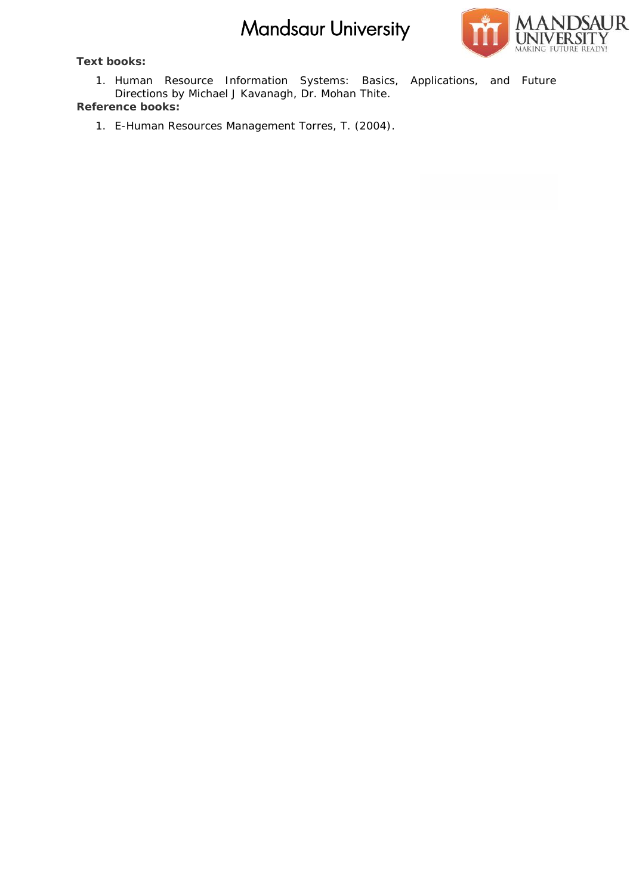**Text books:**

1. Human Resource Information Systems: Basics, Applications, and Future Directions by Michael J Kavanagh, Dr. Mohan Thite.

**Reference books:**

1. E-Human Resources Management Torres, T. (2004).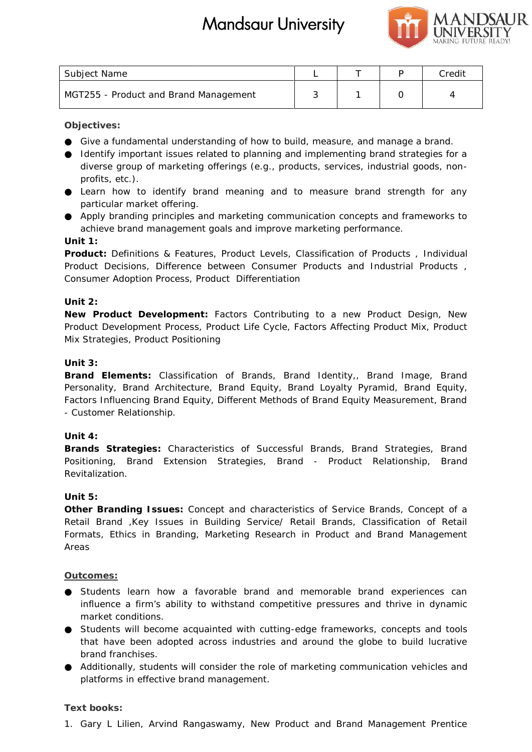| Subject Name | L | T | P | Credit |
|---|---|---|---|---|
| MGT255 - Product and Brand Management | 3 | 1 | 0 | 4 |

**Objectives:**

- Give a fundamental understanding of how to build, measure, and manage a brand.
- Identify important issues related to planning and implementing brand strategies for a diverse group of marketing offerings (e.g., products, services, industrial goods, non-profits, etc.).
- Learn how to identify brand meaning and to measure brand strength for any particular market offering.
- Apply branding principles and marketing communication concepts and frameworks to achieve brand management goals and improve marketing performance.

**Unit 1:**

**Product:** Definitions & Features, Product Levels, Classification of Products , Individual Product Decisions, Difference between Consumer Products and Industrial Products , Consumer Adoption Process, Product Differentiation

**Unit 2:**

**New Product Development:** Factors Contributing to a new Product Design, New Product Development Process, Product Life Cycle, Factors Affecting Product Mix, Product Mix Strategies, Product Positioning

**Unit 3:**

**Brand Elements:** Classification of Brands, Brand Identity,, Brand Image, Brand Personality, Brand Architecture, Brand Equity, Brand Loyalty Pyramid, Brand Equity, Factors Influencing Brand Equity, Different Methods of Brand Equity Measurement, Brand - Customer Relationship.

**Unit 4:**

**Brands Strategies:** Characteristics of Successful Brands, Brand Strategies, Brand Positioning, Brand Extension Strategies, Brand - Product Relationship, Brand Revitalization.

**Unit 5:**

**Other Branding Issues:** Concept and characteristics of Service Brands, Concept of a Retail Brand ,Key Issues in Building Service/ Retail Brands, Classification of Retail Formats, Ethics in Branding, Marketing Research in Product and Brand Management Areas

**Outcomes:**

- Students learn how a favorable brand and memorable brand experiences can influence a firm's ability to withstand competitive pressures and thrive in dynamic market conditions.
- Students will become acquainted with cutting-edge frameworks, concepts and tools that have been adopted across industries and around the globe to build lucrative brand franchises.
- Additionally, students will consider the role of marketing communication vehicles and platforms in effective brand management.

**Text books:**

1. Gary L Lilien, Arvind Rangaswamy, New Product and Brand Management Prentice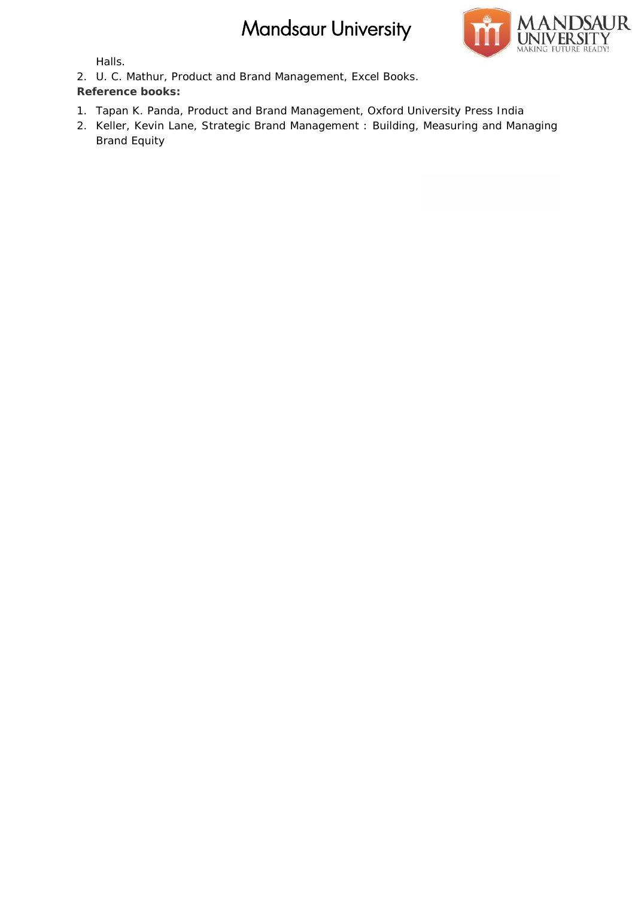Halls.

2. U. C. Mathur, Product and Brand Management, Excel Books.

**Reference books:**

1. Tapan K. Panda, Product and Brand Management, Oxford University Press India
2. Keller, Kevin Lane, Strategic Brand Management : Building, Measuring and Managing Brand Equity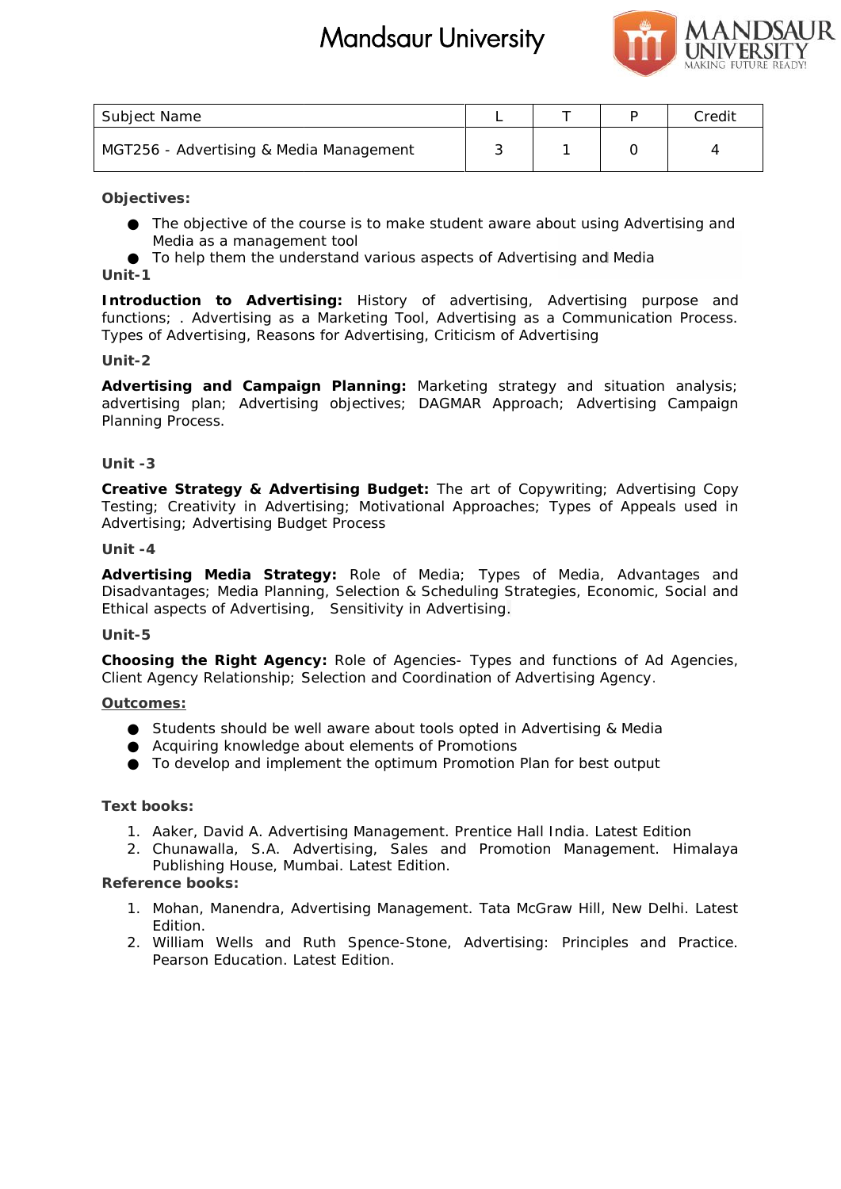# Mandsaur University

| Subject Name | L | T | P | Credit |
|---|---|---|---|---|
| MGT256 - Advertising & Media Management | 3 | 1 | 0 | 4 |

**Objectives:**

- The objective of the course is to make student aware about using Advertising and Media as a management tool
- To help them the understand various aspects of Advertising and Media

**Unit-1**

**Introduction to Advertising:** History of advertising, Advertising purpose and functions; . Advertising as a Marketing Tool, Advertising as a Communication Process. Types of Advertising, Reasons for Advertising, Criticism of Advertising

**Unit-2**

**Advertising and Campaign Planning:** Marketing strategy and situation analysis; advertising plan; Advertising objectives; DAGMAR Approach; Advertising Campaign Planning Process.

**Unit -3**

**Creative Strategy & Advertising Budget:** The art of Copywriting; Advertising Copy Testing; Creativity in Advertising; Motivational Approaches; Types of Appeals used in Advertising; Advertising Budget Process

**Unit -4**

**Advertising Media Strategy:** Role of Media; Types of Media, Advantages and Disadvantages; Media Planning, Selection & Scheduling Strategies, Economic, Social and Ethical aspects of Advertising, Sensitivity in Advertising.

**Unit-5**

**Choosing the Right Agency:** Role of Agencies- Types and functions of Ad Agencies, Client Agency Relationship; Selection and Coordination of Advertising Agency.

**Outcomes:**

- Students should be well aware about tools opted in Advertising & Media
- Acquiring knowledge about elements of Promotions
- To develop and implement the optimum Promotion Plan for best output

**Text books:**

1. Aaker, David A. Advertising Management. Prentice Hall India. Latest Edition
2. Chunawalla, S.A. Advertising, Sales and Promotion Management. Himalaya Publishing House, Mumbai. Latest Edition.

**Reference books:**

1. Mohan, Manendra, Advertising Management. Tata McGraw Hill, New Delhi. Latest Edition.
2. William Wells and Ruth Spence-Stone, Advertising: Principles and Practice. Pearson Education. Latest Edition.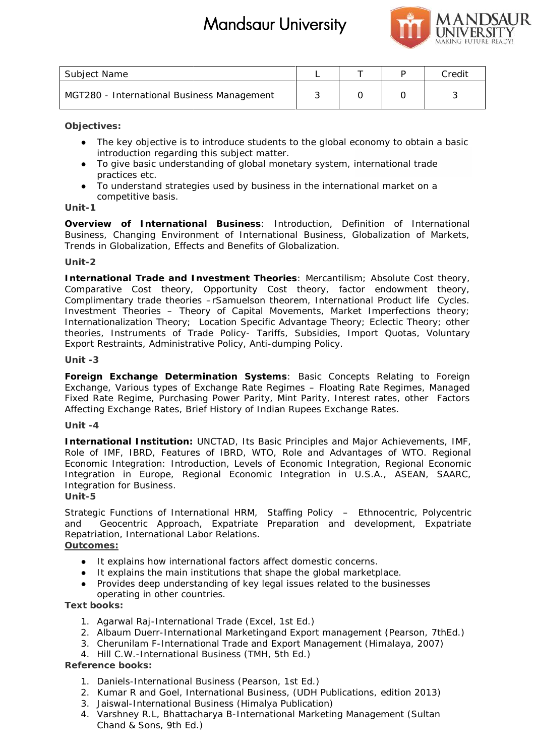| Subject Name | L | T | P | Credit |
|---|---|---|---|---|
| MGT280 - International Business Management | 3 | 0 | 0 | 3 |

**Objectives:**

- The key objective is to introduce students to the global economy to obtain a basic introduction regarding this subject matter.
- To give basic understanding of global monetary system, international trade practices etc.
- To understand strategies used by business in the international market on a competitive basis.

**Unit-1**

**Overview of International Business**: Introduction, Definition of International Business, Changing Environment of International Business, Globalization of Markets, Trends in Globalization, Effects and Benefits of Globalization.

**Unit-2**

**International Trade and Investment Theories**: Mercantilism; Absolute Cost theory, Comparative Cost theory, Opportunity Cost theory, factor endowment theory, Complimentary trade theories –rSamuelson theorem, International Product life Cycles. Investment Theories – Theory of Capital Movements, Market Imperfections theory; Internationalization Theory; Location Specific Advantage Theory; Eclectic Theory; other theories, Instruments of Trade Policy- Tariffs, Subsidies, Import Quotas, Voluntary Export Restraints, Administrative Policy, Anti-dumping Policy.

**Unit -3**

**Foreign Exchange Determination Systems**: Basic Concepts Relating to Foreign Exchange, Various types of Exchange Rate Regimes – Floating Rate Regimes, Managed Fixed Rate Regime, Purchasing Power Parity, Mint Parity, Interest rates, other Factors Affecting Exchange Rates, Brief History of Indian Rupees Exchange Rates.

**Unit -4**

**International Institution:** UNCTAD, Its Basic Principles and Major Achievements, IMF, Role of IMF, IBRD, Features of IBRD, WTO, Role and Advantages of WTO. Regional Economic Integration: Introduction, Levels of Economic Integration, Regional Economic Integration in Europe, Regional Economic Integration in U.S.A., ASEAN, SAARC, Integration for Business.

**Unit-5**

Strategic Functions of International HRM, Staffing Policy – Ethnocentric, Polycentric and Geocentric Approach, Expatriate Preparation and development, Expatriate Repatriation, International Labor Relations.

**Outcomes:**

- It explains how international factors affect domestic concerns.
- It explains the main institutions that shape the global marketplace.
- Provides deep understanding of key legal issues related to the businesses operating in other countries.

**Text books:**

1. Agarwal Raj-International Trade (Excel, 1st Ed.)
2. Albaum Duerr-International Marketingand Export management (Pearson, 7thEd.)
3. Cherunilam F-International Trade and Export Management (Himalaya, 2007)
4. Hill C.W.-International Business (TMH, 5th Ed.)

**Reference books:**

1. Daniels-International Business (Pearson, 1st Ed.)
2. Kumar R and Goel, International Business, (UDH Publications, edition 2013)
3. Jaiswal-International Business (Himalya Publication)
4. Varshney R.L, Bhattacharya B-International Marketing Management (Sultan Chand & Sons, 9th Ed.)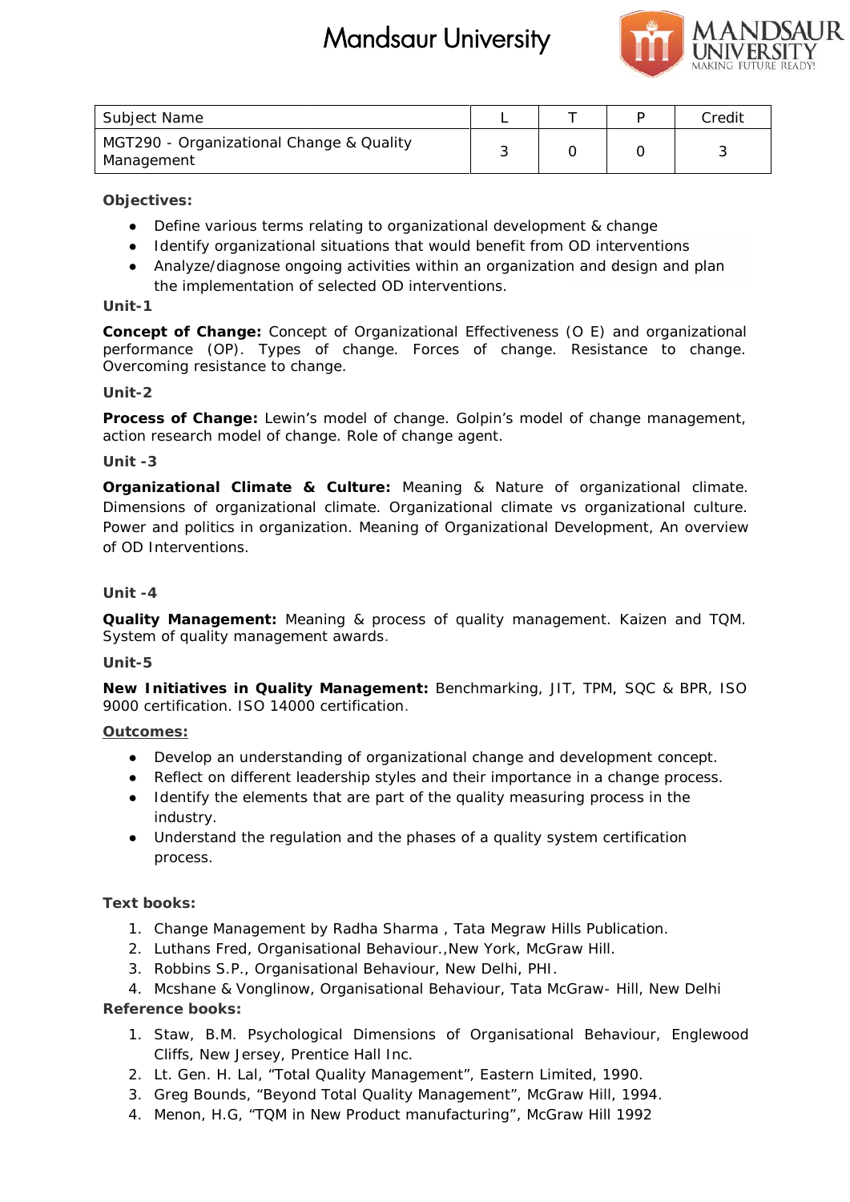# Mandsaur University

| Subject Name | L | T | P | Credit |
|---|---|---|---|---|
| MGT290 - Organizational Change & Quality Management | 3 | 0 | 0 | 3 |

**Objectives:**

- Define various terms relating to organizational development & change
- Identify organizational situations that would benefit from OD interventions
- Analyze/diagnose ongoing activities within an organization and design and plan the implementation of selected OD interventions.

**Unit-1**

**Concept of Change:** Concept of Organizational Effectiveness (O E) and organizational performance (OP). Types of change. Forces of change. Resistance to change. Overcoming resistance to change.

**Unit-2**

**Process of Change:** Lewin's model of change. Golpin's model of change management, action research model of change. Role of change agent.

**Unit -3**

**Organizational Climate & Culture:** Meaning & Nature of organizational climate. Dimensions of organizational climate. Organizational climate vs organizational culture. Power and politics in organization. Meaning of Organizational Development, An overview of OD Interventions.

**Unit -4**

**Quality Management:** Meaning & process of quality management. Kaizen and TQM. System of quality management awards.

**Unit-5**

**New Initiatives in Quality Management:** Benchmarking, JIT, TPM, SQC & BPR, ISO 9000 certification. ISO 14000 certification.

**Outcomes:**

- Develop an understanding of organizational change and development concept.
- Reflect on different leadership styles and their importance in a change process.
- Identify the elements that are part of the quality measuring process in the industry.
- Understand the regulation and the phases of a quality system certification process.

**Text books:**

1. Change Management by Radha Sharma , Tata Megraw Hills Publication.
2. Luthans Fred, Organisational Behaviour.,New York, McGraw Hill.
3. Robbins S.P., Organisational Behaviour, New Delhi, PHI.
4. Mcshane & Vonglinow, Organisational Behaviour, Tata McGraw- Hill, New Delhi

**Reference books:**

1. Staw, B.M. Psychological Dimensions of Organisational Behaviour, Englewood Cliffs, New Jersey, Prentice Hall Inc.
2. Lt. Gen. H. Lal, "Total Quality Management", Eastern Limited, 1990.
3. Greg Bounds, "Beyond Total Quality Management", McGraw Hill, 1994.
4. Menon, H.G, "TQM in New Product manufacturing", McGraw Hill 1992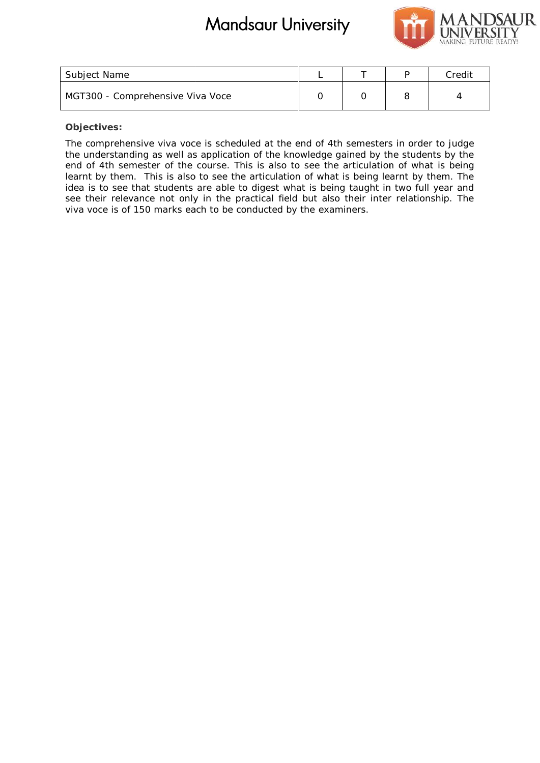| Subject Name | L | T | P | Credit |
|---|---|---|---|---|
| MGT300 - Comprehensive Viva Voce | 0 | 0 | 8 | 4 |

**Objectives:**

The comprehensive viva voce is scheduled at the end of 4th semesters in order to judge the understanding as well as application of the knowledge gained by the students by the end of 4th semester of the course. This is also to see the articulation of what is being learnt by them. This is also to see the articulation of what is being learnt by them. The idea is to see that students are able to digest what is being taught in two full year and see their relevance not only in the practical field but also their inter relationship. The viva voce is of 150 marks each to be conducted by the examiners.